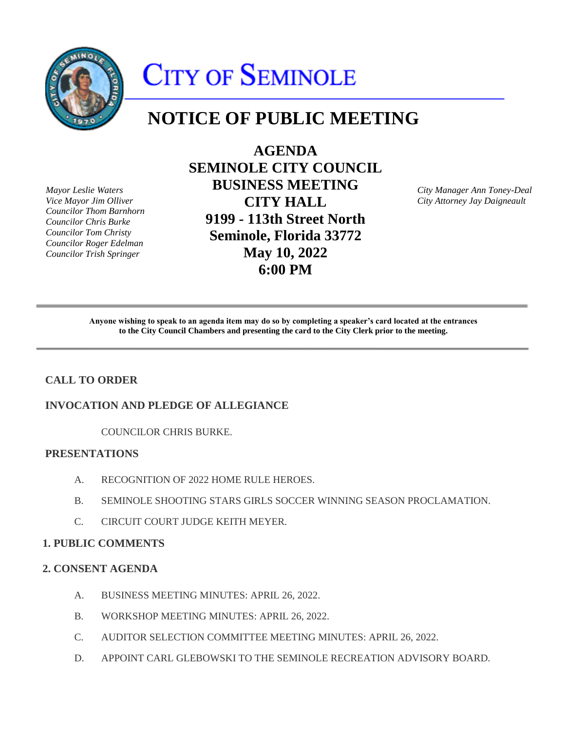# CITY OF SEMINOLE

## NOTICE OF PUBLIC MEETING

**AGENDA**
**SEMINOLE CITY COUNCIL**
**BUSINESS MEETING**
**CITY HALL**
**9199 - 113th Street North**
**Seminole, Florida 33772**
**May 10, 2022**
**6:00 PM**

*Mayor Leslie Waters*
*Vice Mayor Jim Olliver*
*Councilor Thom Barnhorn*
*Councilor Chris Burke*
*Councilor Tom Christy*
*Councilor Roger Edelman*
*Councilor Trish Springer*

*City Manager Ann Toney-Deal*
*City Attorney Jay Daigneault*

---

**Anyone wishing to speak to an agenda item may do so by completing a speaker's card located at the entrances to the City Council Chambers and presenting the card to the City Clerk prior to the meeting.**

---

### CALL TO ORDER

### INVOCATION AND PLEDGE OF ALLEGIANCE

COUNCILOR CHRIS BURKE.

### PRESENTATIONS

A. RECOGNITION OF 2022 HOME RULE HEROES.

B. SEMINOLE SHOOTING STARS GIRLS SOCCER WINNING SEASON PROCLAMATION.

C. CIRCUIT COURT JUDGE KEITH MEYER.

### 1. PUBLIC COMMENTS

### 2. CONSENT AGENDA

A. BUSINESS MEETING MINUTES: APRIL 26, 2022.

B. WORKSHOP MEETING MINUTES: APRIL 26, 2022.

C. AUDITOR SELECTION COMMITTEE MEETING MINUTES: APRIL 26, 2022.

D. APPOINT CARL GLEBOWSKI TO THE SEMINOLE RECREATION ADVISORY BOARD.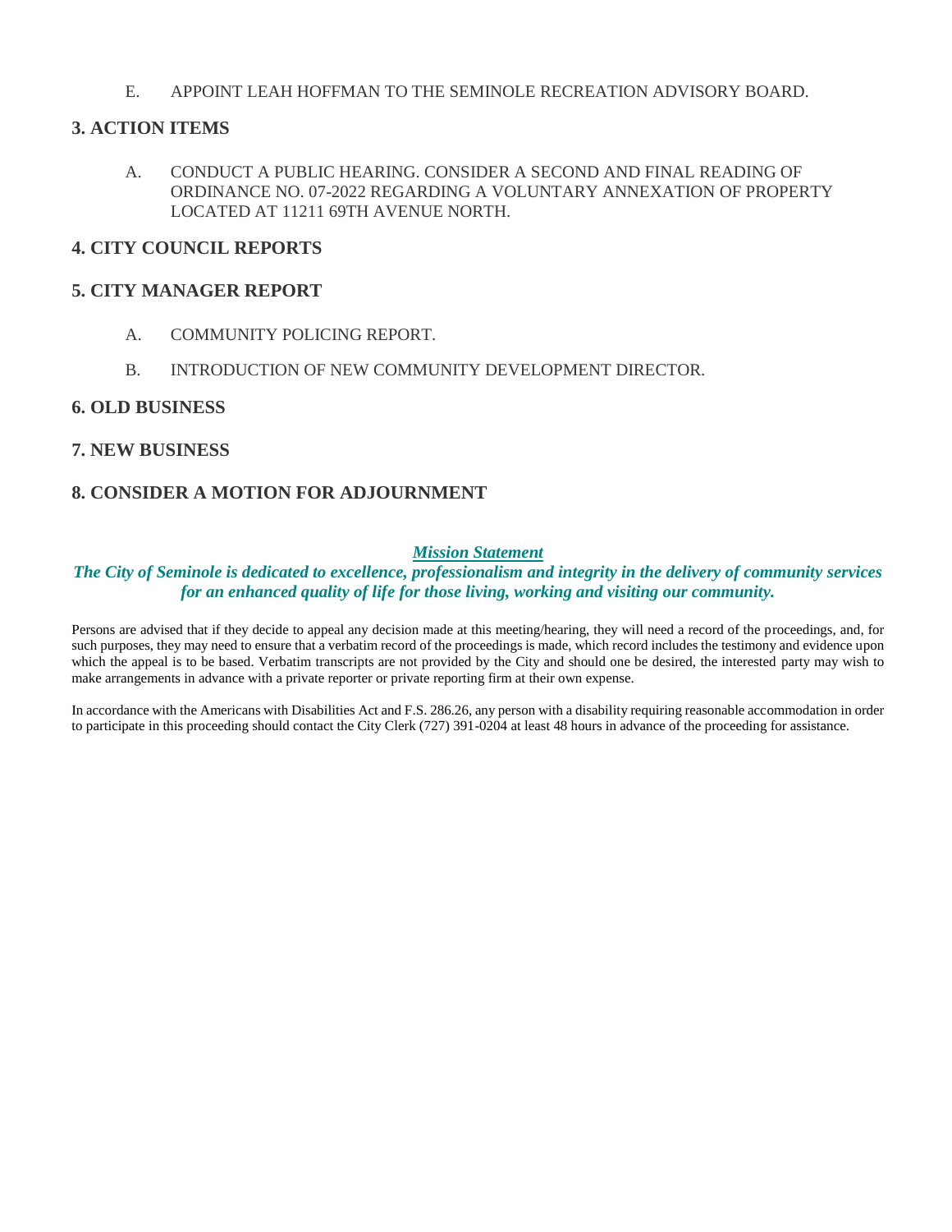E. APPOINT LEAH HOFFMAN TO THE SEMINOLE RECREATION ADVISORY BOARD.

## 3. ACTION ITEMS

A. CONDUCT A PUBLIC HEARING. CONSIDER A SECOND AND FINAL READING OF ORDINANCE NO. 07-2022 REGARDING A VOLUNTARY ANNEXATION OF PROPERTY LOCATED AT 11211 69TH AVENUE NORTH.

## 4. CITY COUNCIL REPORTS

## 5. CITY MANAGER REPORT

A. COMMUNITY POLICING REPORT.

B. INTRODUCTION OF NEW COMMUNITY DEVELOPMENT DIRECTOR.

## 6. OLD BUSINESS

## 7. NEW BUSINESS

## 8. CONSIDER A MOTION FOR ADJOURNMENT

***Mission Statement***

***The City of Seminole is dedicated to excellence, professionalism and integrity in the delivery of community services for an enhanced quality of life for those living, working and visiting our community.***

Persons are advised that if they decide to appeal any decision made at this meeting/hearing, they will need a record of the proceedings, and, for such purposes, they may need to ensure that a verbatim record of the proceedings is made, which record includes the testimony and evidence upon which the appeal is to be based. Verbatim transcripts are not provided by the City and should one be desired, the interested party may wish to make arrangements in advance with a private reporter or private reporting firm at their own expense.

In accordance with the Americans with Disabilities Act and F.S. 286.26, any person with a disability requiring reasonable accommodation in order to participate in this proceeding should contact the City Clerk (727) 391-0204 at least 48 hours in advance of the proceeding for assistance.